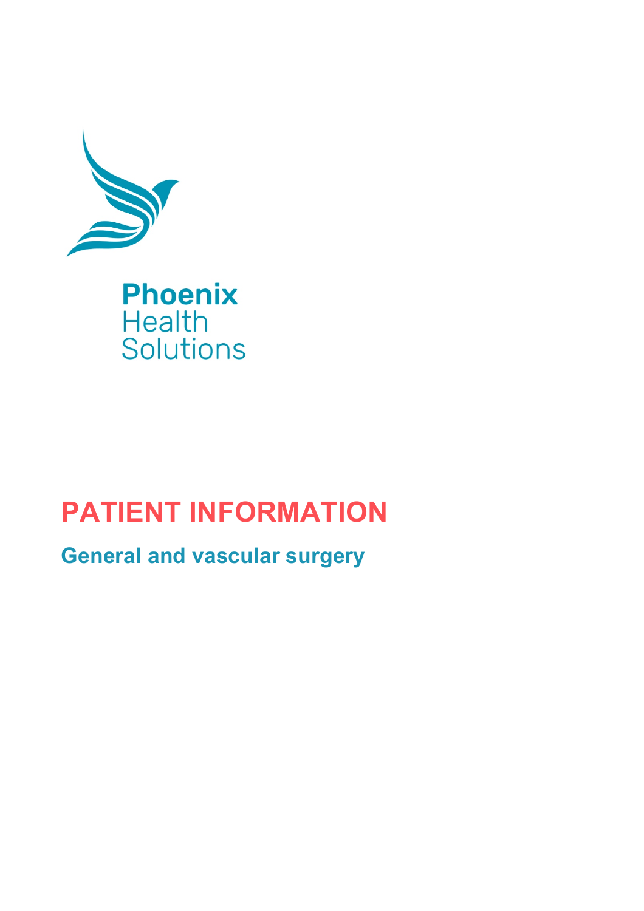Phoenix
Health
Solutions

# PATIENT INFORMATION

## General and vascular surgery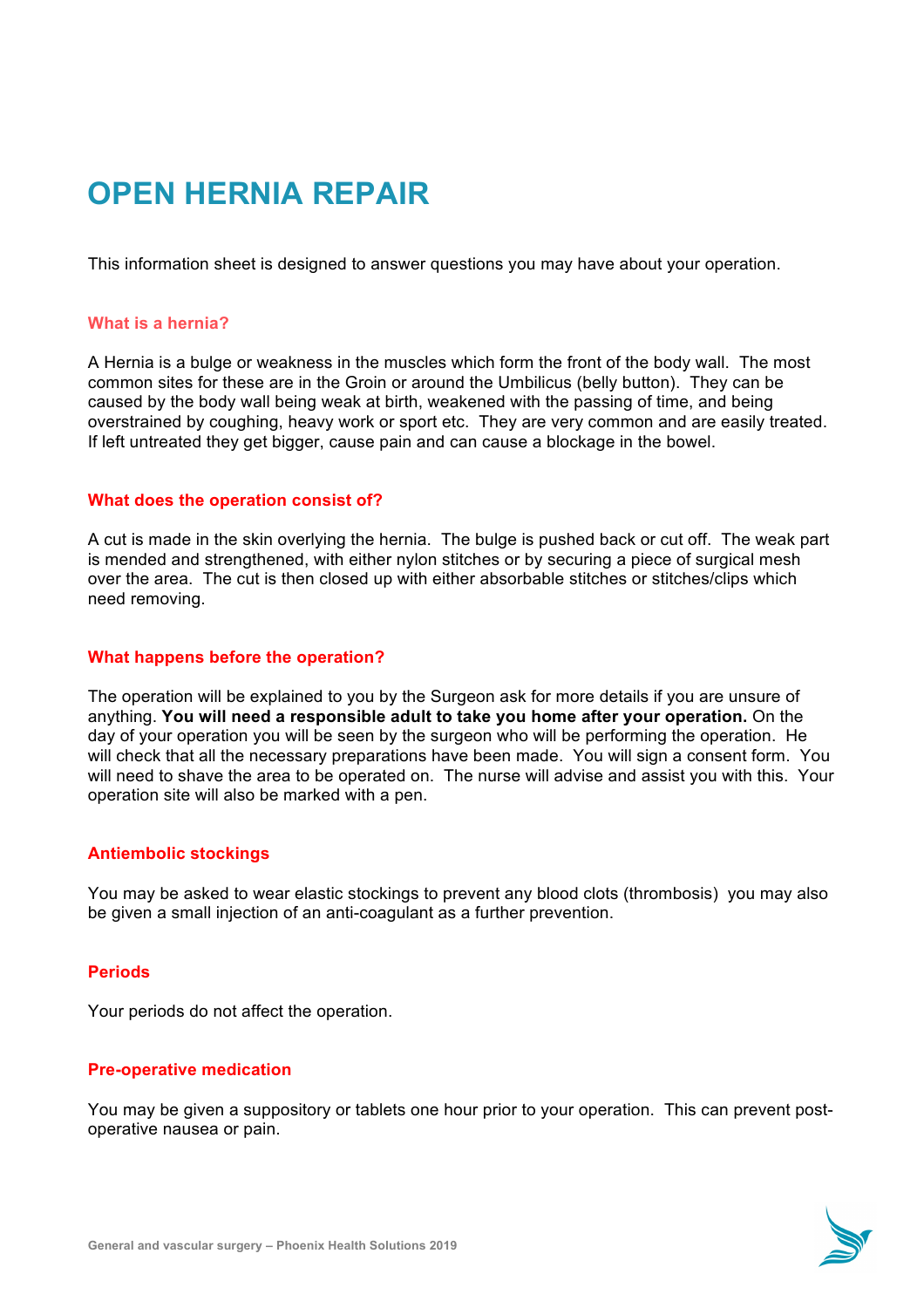# OPEN HERNIA REPAIR

This information sheet is designed to answer questions you may have about your operation.

## What is a hernia?

A Hernia is a bulge or weakness in the muscles which form the front of the body wall. The most common sites for these are in the Groin or around the Umbilicus (belly button). They can be caused by the body wall being weak at birth, weakened with the passing of time, and being overstrained by coughing, heavy work or sport etc. They are very common and are easily treated. If left untreated they get bigger, cause pain and can cause a blockage in the bowel.

## What does the operation consist of?

A cut is made in the skin overlying the hernia. The bulge is pushed back or cut off. The weak part is mended and strengthened, with either nylon stitches or by securing a piece of surgical mesh over the area. The cut is then closed up with either absorbable stitches or stitches/clips which need removing.

## What happens before the operation?

The operation will be explained to you by the Surgeon ask for more details if you are unsure of anything. **You will need a responsible adult to take you home after your operation.** On the day of your operation you will be seen by the surgeon who will be performing the operation. He will check that all the necessary preparations have been made. You will sign a consent form. You will need to shave the area to be operated on. The nurse will advise and assist you with this. Your operation site will also be marked with a pen.

## Antiembolic stockings

You may be asked to wear elastic stockings to prevent any blood clots (thrombosis) you may also be given a small injection of an anti-coagulant as a further prevention.

## Periods

Your periods do not affect the operation.

## Pre-operative medication

You may be given a suppository or tablets one hour prior to your operation. This can prevent post-operative nausea or pain.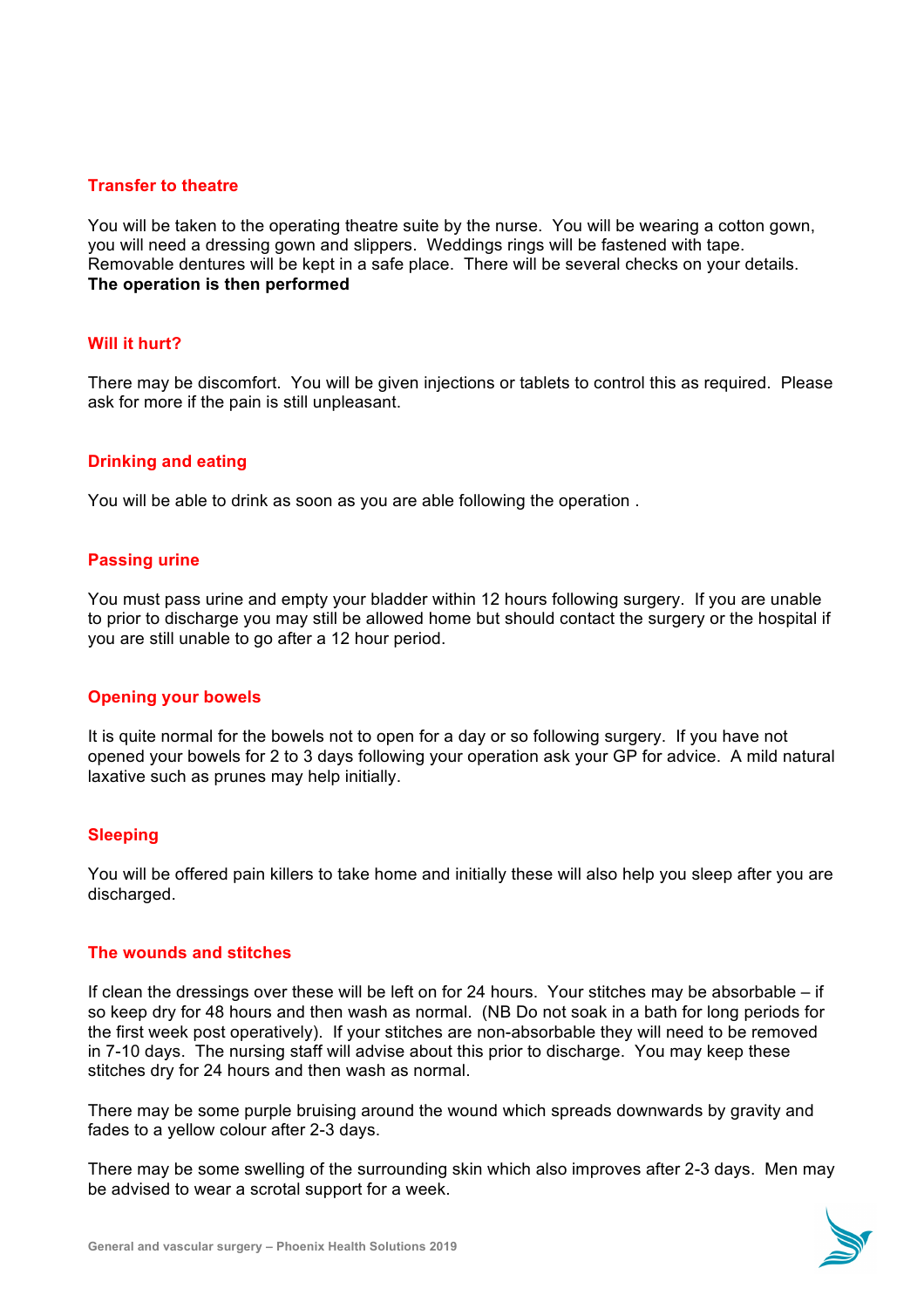## Transfer to theatre

You will be taken to the operating theatre suite by the nurse. You will be wearing a cotton gown, you will need a dressing gown and slippers. Weddings rings will be fastened with tape. Removable dentures will be kept in a safe place. There will be several checks on your details.
**The operation is then performed**

## Will it hurt?

There may be discomfort. You will be given injections or tablets to control this as required. Please ask for more if the pain is still unpleasant.

## Drinking and eating

You will be able to drink as soon as you are able following the operation .

## Passing urine

You must pass urine and empty your bladder within 12 hours following surgery. If you are unable to prior to discharge you may still be allowed home but should contact the surgery or the hospital if you are still unable to go after a 12 hour period.

## Opening your bowels

It is quite normal for the bowels not to open for a day or so following surgery. If you have not opened your bowels for 2 to 3 days following your operation ask your GP for advice. A mild natural laxative such as prunes may help initially.

## Sleeping

You will be offered pain killers to take home and initially these will also help you sleep after you are discharged.

## The wounds and stitches

If clean the dressings over these will be left on for 24 hours. Your stitches may be absorbable – if so keep dry for 48 hours and then wash as normal. (NB Do not soak in a bath for long periods for the first week post operatively). If your stitches are non-absorbable they will need to be removed in 7-10 days. The nursing staff will advise about this prior to discharge. You may keep these stitches dry for 24 hours and then wash as normal.

There may be some purple bruising around the wound which spreads downwards by gravity and fades to a yellow colour after 2-3 days.

There may be some swelling of the surrounding skin which also improves after 2-3 days. Men may be advised to wear a scrotal support for a week.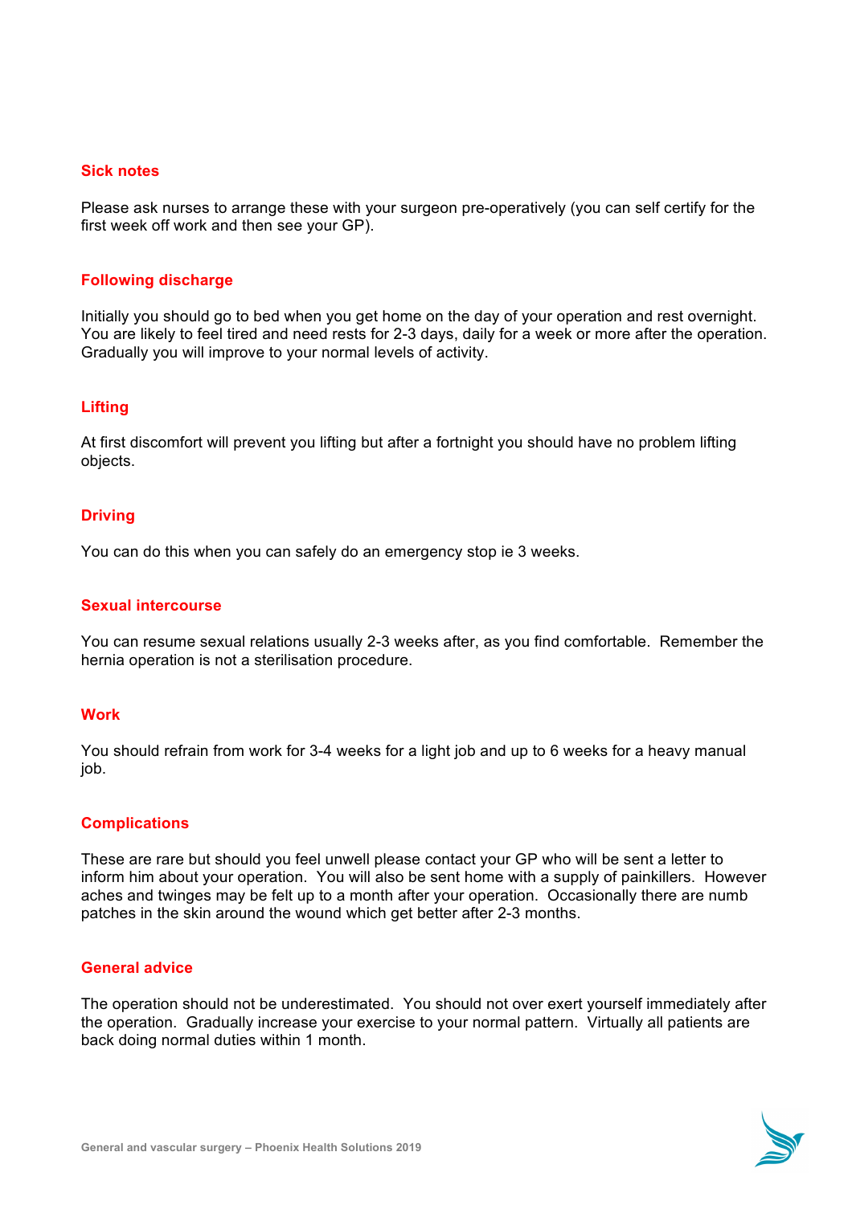## Sick notes

Please ask nurses to arrange these with your surgeon pre-operatively (you can self certify for the first week off work and then see your GP).

## Following discharge

Initially you should go to bed when you get home on the day of your operation and rest overnight. You are likely to feel tired and need rests for 2-3 days, daily for a week or more after the operation. Gradually you will improve to your normal levels of activity.

## Lifting

At first discomfort will prevent you lifting but after a fortnight you should have no problem lifting objects.

## Driving

You can do this when you can safely do an emergency stop ie 3 weeks.

## Sexual intercourse

You can resume sexual relations usually 2-3 weeks after, as you find comfortable. Remember the hernia operation is not a sterilisation procedure.

## Work

You should refrain from work for 3-4 weeks for a light job and up to 6 weeks for a heavy manual job.

## Complications

These are rare but should you feel unwell please contact your GP who will be sent a letter to inform him about your operation. You will also be sent home with a supply of painkillers. However aches and twinges may be felt up to a month after your operation. Occasionally there are numb patches in the skin around the wound which get better after 2-3 months.

## General advice

The operation should not be underestimated. You should not over exert yourself immediately after the operation. Gradually increase your exercise to your normal pattern. Virtually all patients are back doing normal duties within 1 month.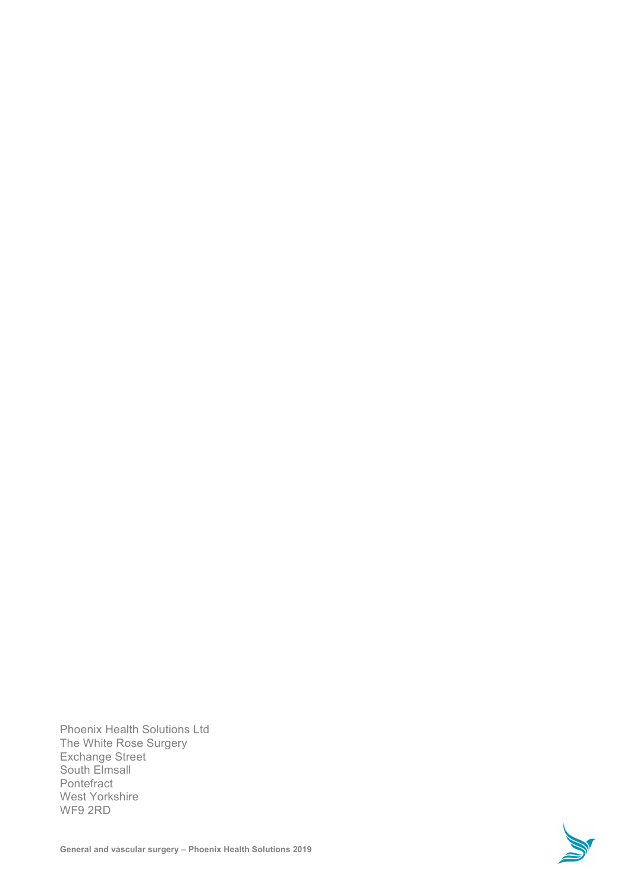Phoenix Health Solutions Ltd
The White Rose Surgery
Exchange Street
South Elmsall
Pontefract
West Yorkshire
WF9 2RD